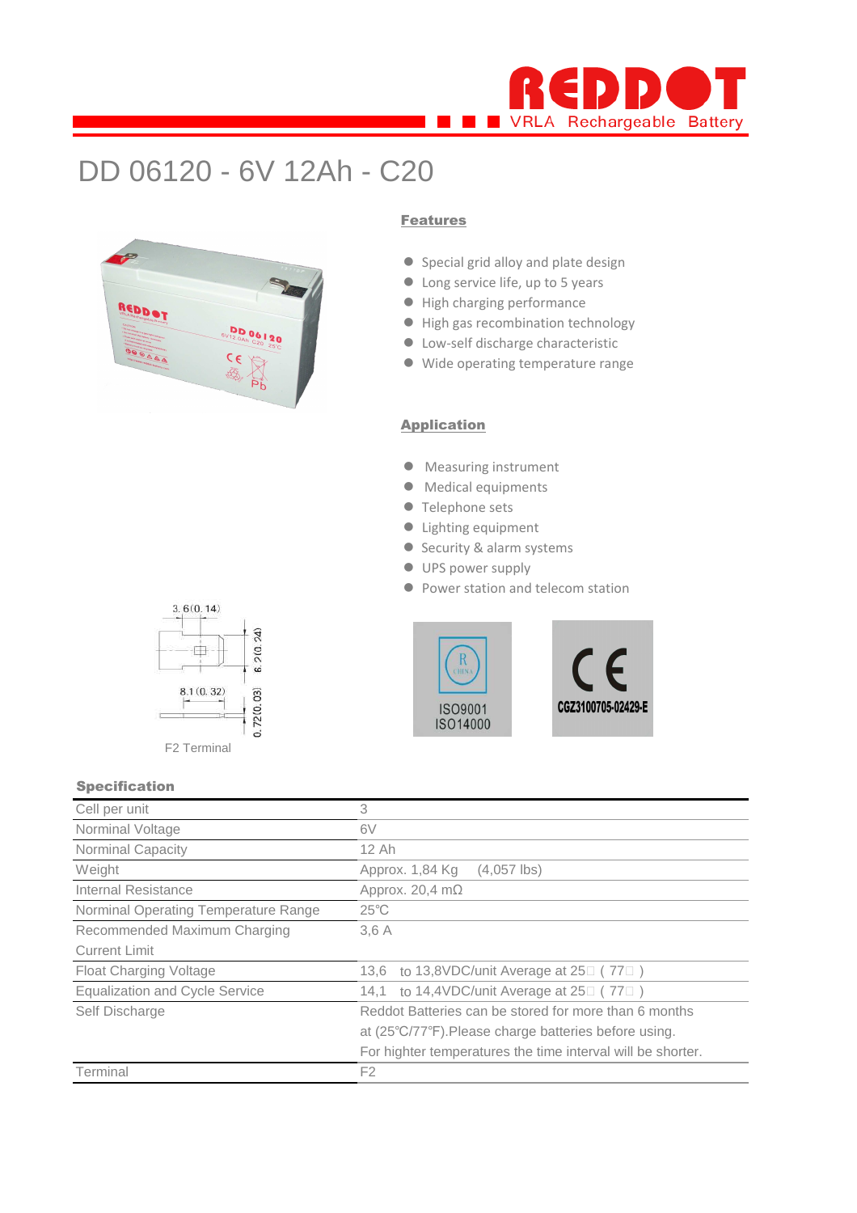REDDOT VRLA Rechargeable Battery

# DD 06120 - 6V 12Ah - C20

## Features

- Special grid alloy and plate design
- Long service life, up to 5 years
- High charging performance
- High gas recombination technology
- Low-self discharge characteristic
- Wide operating temperature range

## Application

- Measuring instrument
- Medical equipments
- Telephone sets
- Lighting equipment
- Security & alarm systems
- UPS power supply
- Power station and telecom station

3.6(0.14)
6.2(0.24)
8.1(0.32)
0.72(0.03)

F2 Terminal

ISO9001
ISO14000

CE
CGZ3100705-02429-E

## Specification

| | |
|---|---|
| Cell per unit | 3 |
| Norminal Voltage | 6V |
| Norminal Capacity | 12 Ah |
| Weight | Approx. 1,84 Kg (4,057 lbs) |
| Internal Resistance | Approx. 20,4 mΩ |
| Norminal Operating Temperature Range | 25℃ |
| Recommended Maximum Charging Current Limit | 3,6 A |
| Float Charging Voltage | 13,6 to 13,8VDC/unit Average at 25□ ( 77□ ) |
| Equalization and Cycle Service | 14,1 to 14,4VDC/unit Average at 25□ ( 77□ ) |
| Self Discharge | Reddot Batteries can be stored for more than 6 months at (25℃/77℉).Please charge batteries before using. For highter temperatures the time interval will be shorter. |
| Terminal | F2 |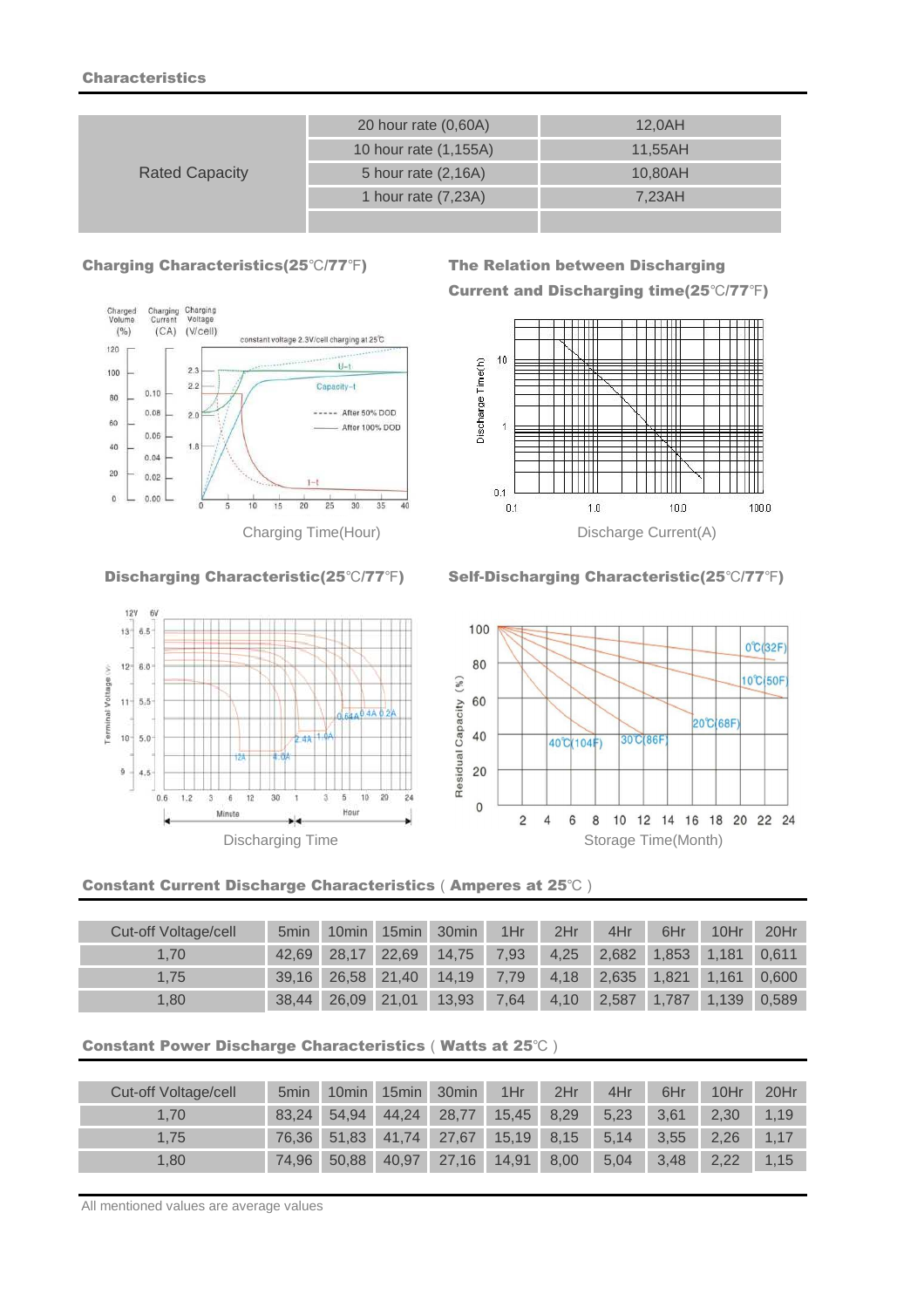### Characteristics

| | | |
|---|---|---|
| Rated Capacity | 20 hour rate (0,60A) | 12,0AH |
| | 10 hour rate (1,155A) | 11,55AH |
| | 5 hour rate (2,16A) | 10,80AH |
| | 1 hour rate (7,23A) | 7,23AH |
| | | |

### Charging Characteristics(25℃/77℉)

Charged Volume (%)
Charging Current (CA)
Charging Voltage (V/cell)
constant voltage 2.3V/cell charging at 25℃
U-t
Capacity-t
After 50% DOD
After 100% DOD
I-t
120
100
80
60
40
20
0
0.10
0.08
0.06
0.04
0.02
0.00
2.3
2.2
2.0
1.8
0 5 10 15 20 25 30 35 40

Charging Time(Hour)

### The Relation between Discharging Current and Discharging time(25℃/77℉)

Discharge Time(h)
10
1
0.1
0.1 1.0 10.0 100.0

Discharge Current(A)

### Discharging Characteristic(25℃/77℉)

12V 6V
13 6.5
12 6.0
11 5.5
10 5.0
9 4.5
Terminal Voltage (V)
0.64A 0.4A 0.2A
2.4A 1.0A
12A 4.0A
0.6 1.2 3 6 12 30 1 3 5 10 20 24
Minute
Hour

Discharging Time

### Self-Discharging Characteristic(25℃/77℉)

Residual Capacity (%)
100
80
60
40
20
0
0℃(32F)
10℃(50F)
20℃(68F)
30℃(86F)
40℃(104F)
2 4 6 8 10 12 14 16 18 20 22 24

Storage Time(Month)

### Constant Current Discharge Characteristics ( Amperes at 25℃ )

| Cut-off Voltage/cell | 5min | 10min | 15min | 30min | 1Hr | 2Hr | 4Hr | 6Hr | 10Hr | 20Hr |
|---|---|---|---|---|---|---|---|---|---|---|
| 1,70 | 42,69 | 28,17 | 22,69 | 14,75 | 7,93 | 4,25 | 2,682 | 1,853 | 1,181 | 0,611 |
| 1,75 | 39,16 | 26,58 | 21,40 | 14,19 | 7,79 | 4,18 | 2,635 | 1,821 | 1,161 | 0,600 |
| 1,80 | 38,44 | 26,09 | 21,01 | 13,93 | 7,64 | 4,10 | 2,587 | 1,787 | 1,139 | 0,589 |

### Constant Power Discharge Characteristics ( Watts at 25℃ )

| Cut-off Voltage/cell | 5min | 10min | 15min | 30min | 1Hr | 2Hr | 4Hr | 6Hr | 10Hr | 20Hr |
|---|---|---|---|---|---|---|---|---|---|---|
| 1,70 | 83,24 | 54,94 | 44,24 | 28,77 | 15,45 | 8,29 | 5,23 | 3,61 | 2,30 | 1,19 |
| 1,75 | 76,36 | 51,83 | 41,74 | 27,67 | 15,19 | 8,15 | 5,14 | 3,55 | 2,26 | 1,17 |
| 1,80 | 74,96 | 50,88 | 40,97 | 27,16 | 14,91 | 8,00 | 5,04 | 3,48 | 2,22 | 1,15 |

All mentioned values are average values